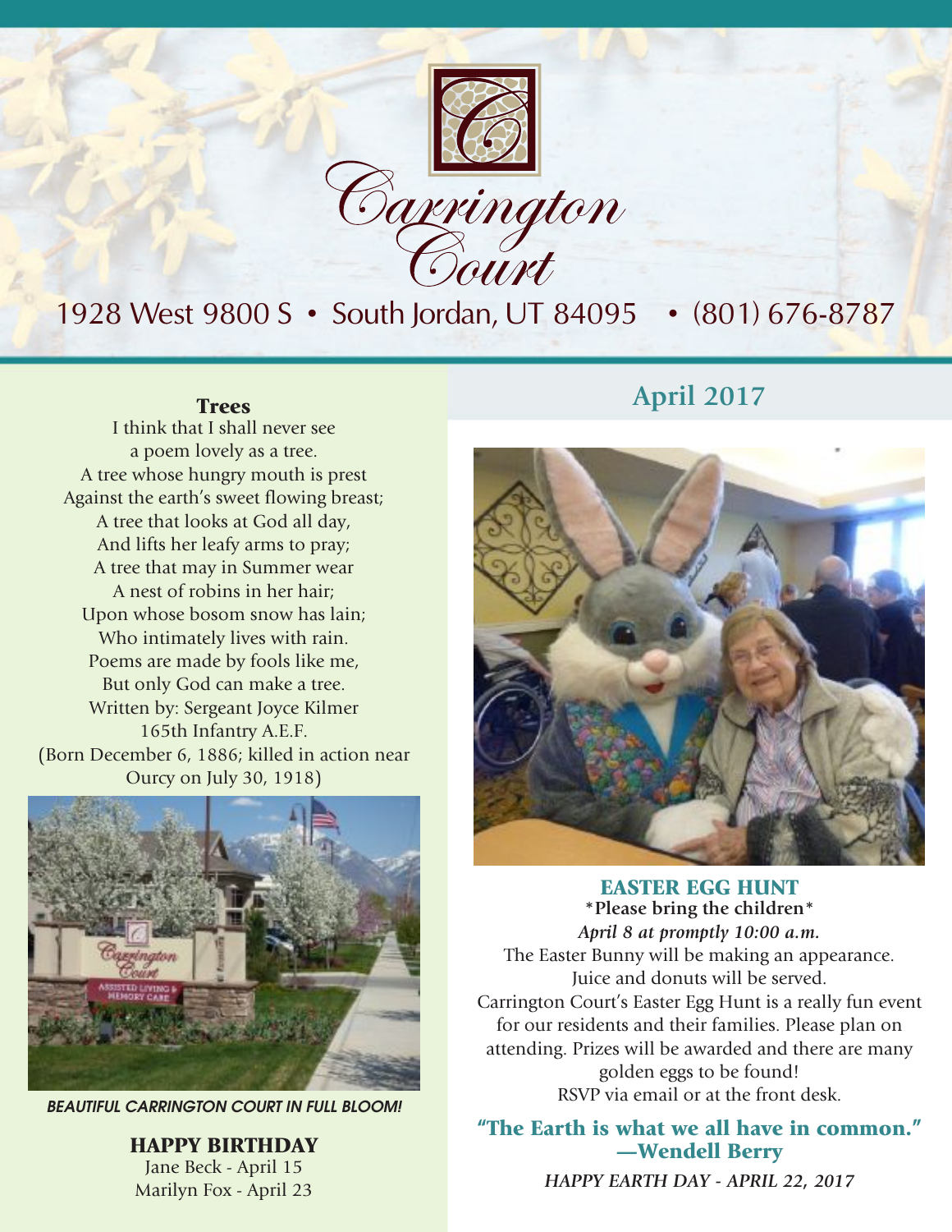# Carrington Court

1928 West 9800 S • South Jordan, UT 84095 • (801) 676-8787

## April 2017

### Trees

I think that I shall never see  
a poem lovely as a tree.  
A tree whose hungry mouth is prest  
Against the earth's sweet flowing breast;  
A tree that looks at God all day,  
And lifts her leafy arms to pray;  
A tree that may in Summer wear  
A nest of robins in her hair;  
Upon whose bosom snow has lain;  
Who intimately lives with rain.  
Poems are made by fools like me,  
But only God can make a tree.  
Written by: Sergeant Joyce Kilmer  
165th Infantry A.E.F.  
(Born December 6, 1886; killed in action near Ourcy on July 30, 1918)

*BEAUTIFUL CARRINGTON COURT IN FULL BLOOM!*

### HAPPY BIRTHDAY

Jane Beck - April 15  
Marilyn Fox - April 23

### EASTER EGG HUNT

**\*Please bring the children\***

***April 8 at promptly 10:00 a.m.***

The Easter Bunny will be making an appearance.  
Juice and donuts will be served.  
Carrington Court's Easter Egg Hunt is a really fun event for our residents and their families. Please plan on attending. Prizes will be awarded and there are many golden eggs to be found!  
RSVP via email or at the front desk.

### "The Earth is what we all have in common." —Wendell Berry

*HAPPY EARTH DAY - APRIL 22, 2017*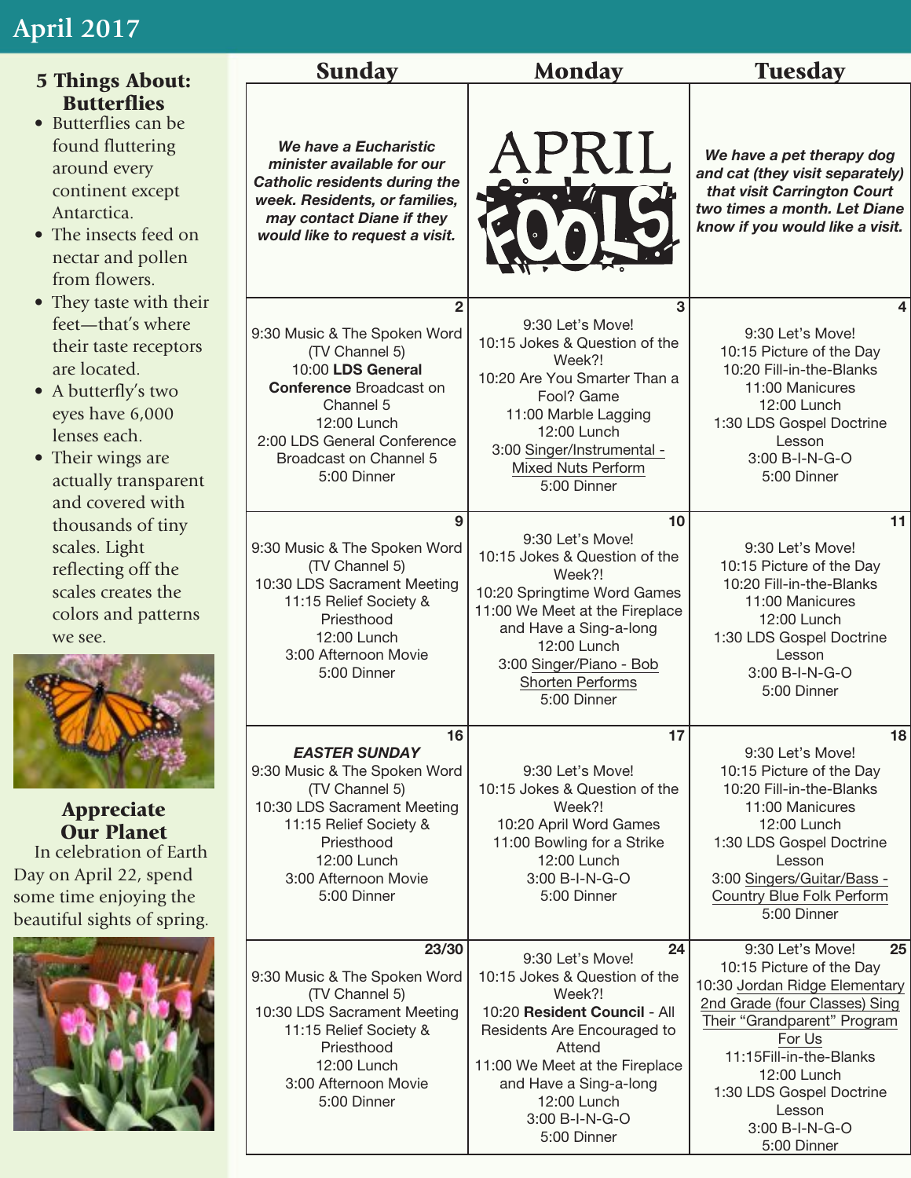# April 2017

## 5 Things About: Butterflies

- Butterflies can be found fluttering around every continent except Antarctica.
- The insects feed on nectar and pollen from flowers.
- They taste with their feet—that's where their taste receptors are located.
- A butterfly's two eyes have 6,000 lenses each.
- Their wings are actually transparent and covered with thousands of tiny scales. Light reflecting off the scales creates the colors and patterns we see.

## Appreciate Our Planet

In celebration of Earth Day on April 22, spend some time enjoying the beautiful sights of spring.

| Sunday | Monday | Tuesday |
|---|---|---|
| ***We have a Eucharistic minister available for our Catholic residents during the week. Residents, or families, may contact Diane if they would like to request a visit.*** | APRIL FOOLS | ***We have a pet therapy dog and cat (they visit separately) that visit Carrington Court two times a month. Let Diane know if you would like a visit.*** |
| **2**<br>9:30 Music & The Spoken Word (TV Channel 5)<br>10:00 **LDS General Conference** Broadcast on Channel 5<br>12:00 Lunch<br>2:00 LDS General Conference Broadcast on Channel 5<br>5:00 Dinner | **3**<br>9:30 Let's Move!<br>10:15 Jokes & Question of the Week?!<br>10:20 Are You Smarter Than a Fool? Game<br>11:00 Marble Lagging<br>12:00 Lunch<br>3:00 Singer/Instrumental - Mixed Nuts Perform<br>5:00 Dinner | **4**<br>9:30 Let's Move!<br>10:15 Picture of the Day<br>10:20 Fill-in-the-Blanks<br>11:00 Manicures<br>12:00 Lunch<br>1:30 LDS Gospel Doctrine Lesson<br>3:00 B-I-N-G-O<br>5:00 Dinner |
| **9**<br>9:30 Music & The Spoken Word (TV Channel 5)<br>10:30 LDS Sacrament Meeting<br>11:15 Relief Society & Priesthood<br>12:00 Lunch<br>3:00 Afternoon Movie<br>5:00 Dinner | **10**<br>9:30 Let's Move!<br>10:15 Jokes & Question of the Week?!<br>10:20 Springtime Word Games<br>11:00 We Meet at the Fireplace and Have a Sing-a-long<br>12:00 Lunch<br>3:00 Singer/Piano - Bob Shorten Performs<br>5:00 Dinner | **11**<br>9:30 Let's Move!<br>10:15 Picture of the Day<br>10:20 Fill-in-the-Blanks<br>11:00 Manicures<br>12:00 Lunch<br>1:30 LDS Gospel Doctrine Lesson<br>3:00 B-I-N-G-O<br>5:00 Dinner |
| **16**<br>***EASTER SUNDAY***<br>9:30 Music & The Spoken Word (TV Channel 5)<br>10:30 LDS Sacrament Meeting<br>11:15 Relief Society & Priesthood<br>12:00 Lunch<br>3:00 Afternoon Movie<br>5:00 Dinner | **17**<br>9:30 Let's Move!<br>10:15 Jokes & Question of the Week?!<br>10:20 April Word Games<br>11:00 Bowling for a Strike<br>12:00 Lunch<br>3:00 B-I-N-G-O<br>5:00 Dinner | **18**<br>9:30 Let's Move!<br>10:15 Picture of the Day<br>10:20 Fill-in-the-Blanks<br>11:00 Manicures<br>12:00 Lunch<br>1:30 LDS Gospel Doctrine Lesson<br>3:00 Singers/Guitar/Bass - Country Blue Folk Perform<br>5:00 Dinner |
| **23/30**<br>9:30 Music & The Spoken Word (TV Channel 5)<br>10:30 LDS Sacrament Meeting<br>11:15 Relief Society & Priesthood<br>12:00 Lunch<br>3:00 Afternoon Movie<br>5:00 Dinner | **24**<br>9:30 Let's Move!<br>10:15 Jokes & Question of the Week?!<br>10:20 **Resident Council** - All Residents Are Encouraged to Attend<br>11:00 We Meet at the Fireplace and Have a Sing-a-long<br>12:00 Lunch<br>3:00 B-I-N-G-O<br>5:00 Dinner | **25**<br>9:30 Let's Move!<br>10:15 Picture of the Day<br>10:30 Jordan Ridge Elementary 2nd Grade (four Classes) Sing Their "Grandparent" Program For Us<br>11:15Fill-in-the-Blanks<br>12:00 Lunch<br>1:30 LDS Gospel Doctrine Lesson<br>3:00 B-I-N-G-O<br>5:00 Dinner |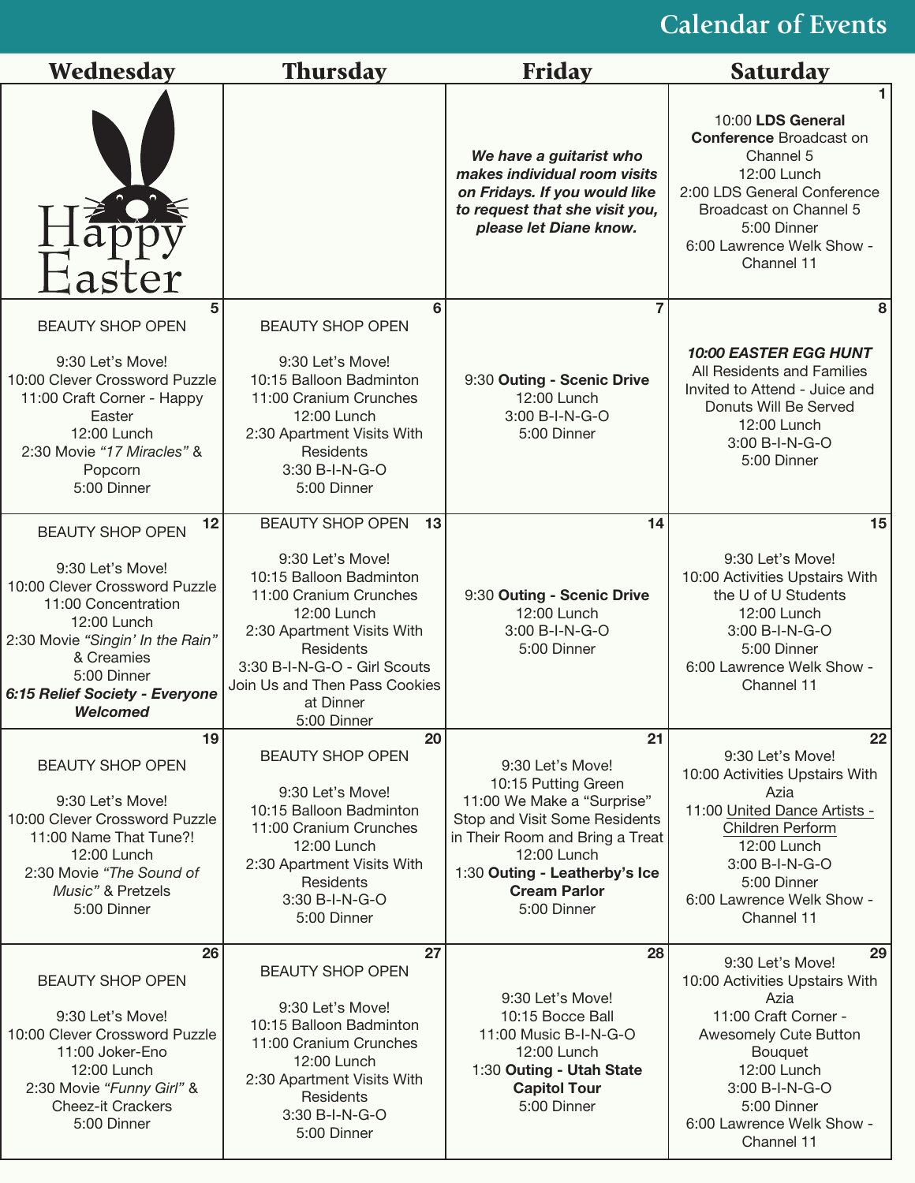# Calendar of Events

| Wednesday | Thursday | Friday | Saturday |
|---|---|---|---|
| Happy Easter | | ***We have a guitarist who makes individual room visits on Fridays. If you would like to request that she visit you, please let Diane know.*** | **1**<br>10:00 **LDS General Conference** Broadcast on Channel 5<br>12:00 Lunch<br>2:00 LDS General Conference Broadcast on Channel 5<br>5:00 Dinner<br>6:00 Lawrence Welk Show - Channel 11 |
| **5**<br>BEAUTY SHOP OPEN<br><br>9:30 Let's Move!<br>10:00 Clever Crossword Puzzle<br>11:00 Craft Corner - Happy Easter<br>12:00 Lunch<br>2:30 Movie *"17 Miracles"* & Popcorn<br>5:00 Dinner | **6**<br>BEAUTY SHOP OPEN<br><br>9:30 Let's Move!<br>10:15 Balloon Badminton<br>11:00 Cranium Crunches<br>12:00 Lunch<br>2:30 Apartment Visits With Residents<br>3:30 B-I-N-G-O<br>5:00 Dinner | **7**<br>9:30 **Outing - Scenic Drive**<br>12:00 Lunch<br>3:00 B-I-N-G-O<br>5:00 Dinner | **8**<br>***10:00 EASTER EGG HUNT***<br>All Residents and Families Invited to Attend - Juice and Donuts Will Be Served<br>12:00 Lunch<br>3:00 B-I-N-G-O<br>5:00 Dinner |
| **12**<br>BEAUTY SHOP OPEN<br><br>9:30 Let's Move!<br>10:00 Clever Crossword Puzzle<br>11:00 Concentration<br>12:00 Lunch<br>2:30 Movie *"Singin' In the Rain"* & Creamies<br>5:00 Dinner<br>***6:15 Relief Society - Everyone Welcomed*** | **13**<br>BEAUTY SHOP OPEN<br><br>9:30 Let's Move!<br>10:15 Balloon Badminton<br>11:00 Cranium Crunches<br>12:00 Lunch<br>2:30 Apartment Visits With Residents<br>3:30 B-I-N-G-O - Girl Scouts Join Us and Then Pass Cookies at Dinner<br>5:00 Dinner | **14**<br>9:30 **Outing - Scenic Drive**<br>12:00 Lunch<br>3:00 B-I-N-G-O<br>5:00 Dinner | **15**<br>9:30 Let's Move!<br>10:00 Activities Upstairs With the U of U Students<br>12:00 Lunch<br>3:00 B-I-N-G-O<br>5:00 Dinner<br>6:00 Lawrence Welk Show - Channel 11 |
| **19**<br>BEAUTY SHOP OPEN<br><br>9:30 Let's Move!<br>10:00 Clever Crossword Puzzle<br>11:00 Name That Tune?!<br>12:00 Lunch<br>2:30 Movie *"The Sound of Music"* & Pretzels<br>5:00 Dinner | **20**<br>BEAUTY SHOP OPEN<br><br>9:30 Let's Move!<br>10:15 Balloon Badminton<br>11:00 Cranium Crunches<br>12:00 Lunch<br>2:30 Apartment Visits With Residents<br>3:30 B-I-N-G-O<br>5:00 Dinner | **21**<br>9:30 Let's Move!<br>10:15 Putting Green<br>11:00 We Make a "Surprise" Stop and Visit Some Residents in Their Room and Bring a Treat<br>12:00 Lunch<br>1:30 **Outing - Leatherby's Ice Cream Parlor**<br>5:00 Dinner | **22**<br>9:30 Let's Move!<br>10:00 Activities Upstairs With Azia<br>11:00 United Dance Artists - Children Perform<br>12:00 Lunch<br>3:00 B-I-N-G-O<br>5:00 Dinner<br>6:00 Lawrence Welk Show - Channel 11 |
| **26**<br>BEAUTY SHOP OPEN<br><br>9:30 Let's Move!<br>10:00 Clever Crossword Puzzle<br>11:00 Joker-Eno<br>12:00 Lunch<br>2:30 Movie *"Funny Girl"* & Cheez-it Crackers<br>5:00 Dinner | **27**<br>BEAUTY SHOP OPEN<br><br>9:30 Let's Move!<br>10:15 Balloon Badminton<br>11:00 Cranium Crunches<br>12:00 Lunch<br>2:30 Apartment Visits With Residents<br>3:30 B-I-N-G-O<br>5:00 Dinner | **28**<br>9:30 Let's Move!<br>10:15 Bocce Ball<br>11:00 Music B-I-N-G-O<br>12:00 Lunch<br>1:30 **Outing - Utah State Capitol Tour**<br>5:00 Dinner | **29**<br>9:30 Let's Move!<br>10:00 Activities Upstairs With Azia<br>11:00 Craft Corner - Awesomely Cute Button Bouquet<br>12:00 Lunch<br>3:00 B-I-N-G-O<br>5:00 Dinner<br>6:00 Lawrence Welk Show - Channel 11 |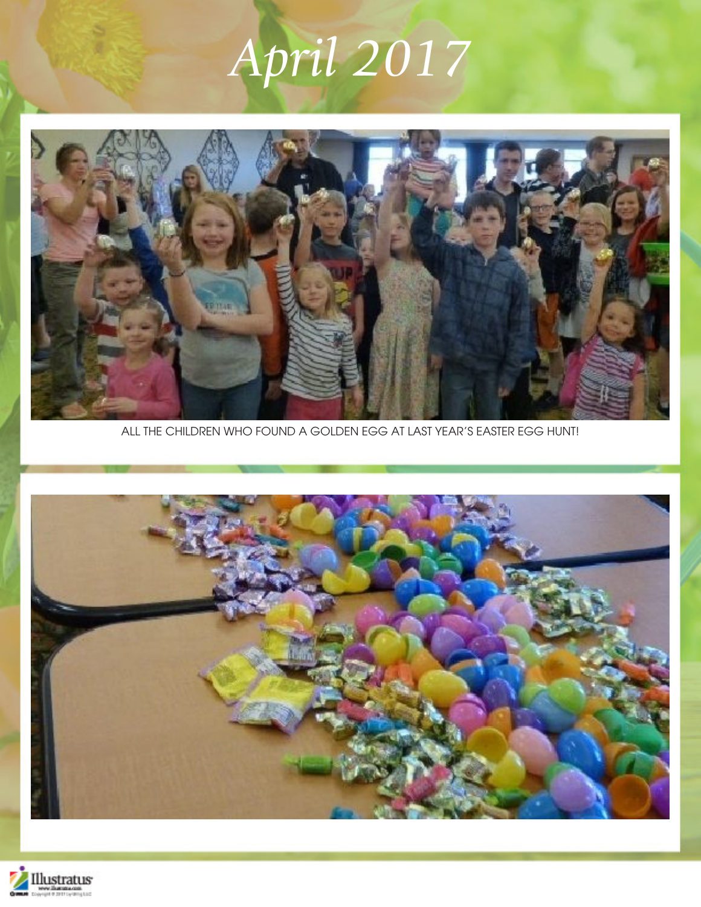# April 2017

ALL THE CHILDREN WHO FOUND A GOLDEN EGG AT LAST YEAR'S EASTER EGG HUNT!